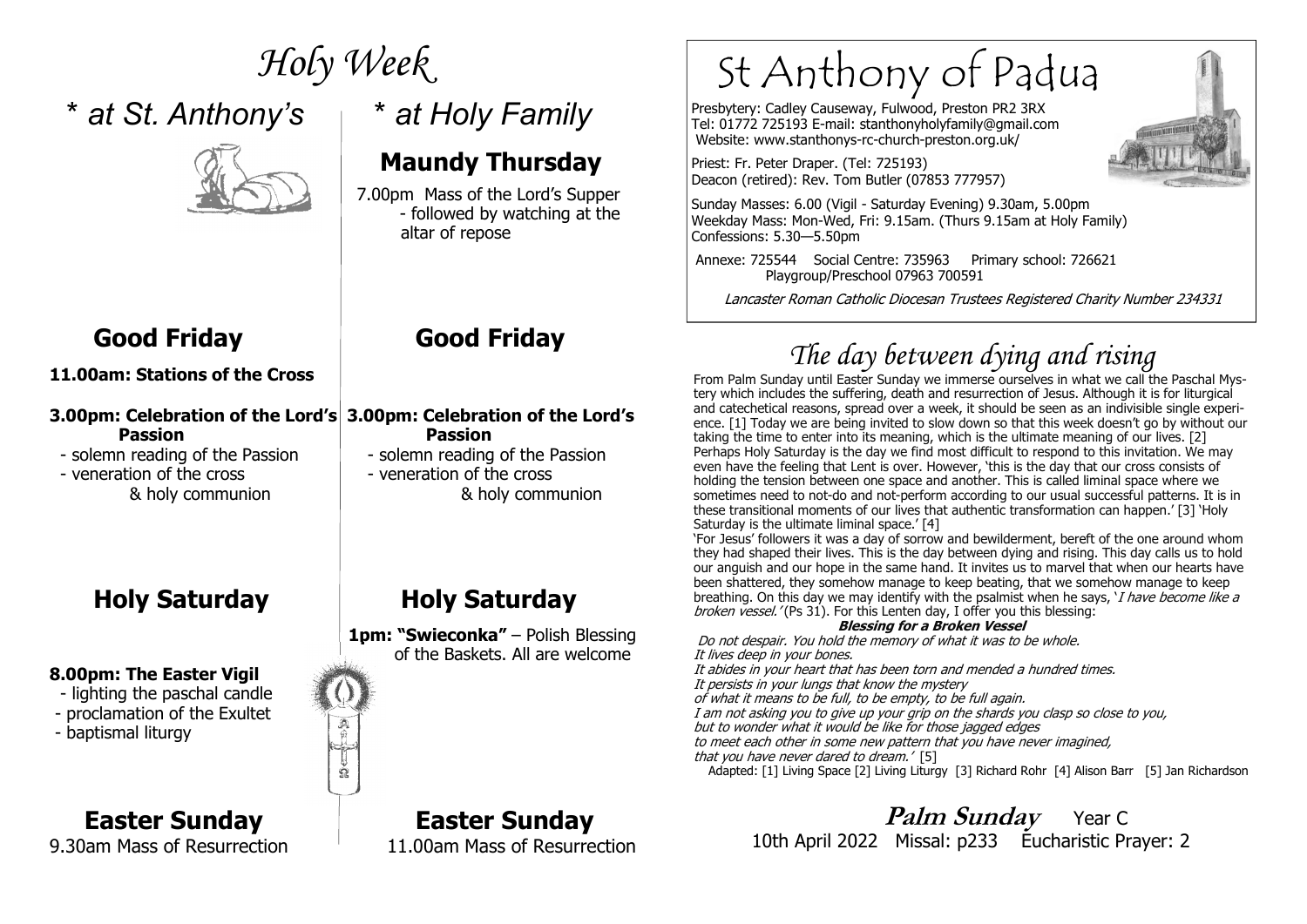# Holy Week

## * at St. Anthony's

### Good Friday

**11.00am: Stations of the Cross**

**3.00pm: Celebration of the Lord's Passion**

- solemn reading of the Passion
- veneration of the cross & holy communion

### Holy Saturday

**8.00pm: The Easter Vigil**

- lighting the paschal candle
- proclamation of the Exultet
- baptismal liturgy

### Easter Sunday

9.30am Mass of Resurrection

## * at Holy Family

### Maundy Thursday

7.00pm Mass of the Lord's Supper - followed by watching at the altar of repose

### Good Friday

**3.00pm: Celebration of the Lord's Passion**

- solemn reading of the Passion
- veneration of the cross & holy communion

### Holy Saturday

**1pm: "Swieconka"** – Polish Blessing of the Baskets. All are welcome

### Easter Sunday

11.00am Mass of Resurrection

# St Anthony of Padua

Presbytery: Cadley Causeway, Fulwood, Preston PR2 3RX
Tel: 01772 725193 E-mail: stanthonyholyfamily@gmail.com
Website: www.stanthonys-rc-church-preston.org.uk/

Priest: Fr. Peter Draper. (Tel: 725193)
Deacon (retired): Rev. Tom Butler (07853 777957)

Sunday Masses: 6.00 (Vigil - Saturday Evening) 9.30am, 5.00pm
Weekday Mass: Mon-Wed, Fri: 9.15am. (Thurs 9.15am at Holy Family)
Confessions: 5.30—5.50pm

Annexe: 725544 Social Centre: 735963 Primary school: 726621
Playgroup/Preschool 07963 700591

*Lancaster Roman Catholic Diocesan Trustees Registered Charity Number 234331*

## The day between dying and rising

From Palm Sunday until Easter Sunday we immerse ourselves in what we call the Paschal Mystery which includes the suffering, death and resurrection of Jesus. Although it is for liturgical and catechetical reasons, spread over a week, it should be seen as an indivisible single experience. [1] Today we are being invited to slow down so that this week doesn't go by without our taking the time to enter into its meaning, which is the ultimate meaning of our lives. [2] Perhaps Holy Saturday is the day we find most difficult to respond to this invitation. We may even have the feeling that Lent is over. However, 'this is the day that our cross consists of holding the tension between one space and another. This is called liminal space where we sometimes need to not-do and not-perform according to our usual successful patterns. It is in these transitional moments of our lives that authentic transformation can happen.' [3] 'Holy Saturday is the ultimate liminal space.' [4]

'For Jesus' followers it was a day of sorrow and bewilderment, bereft of the one around whom they had shaped their lives. This is the day between dying and rising. This day calls us to hold our anguish and our hope in the same hand. It invites us to marvel that when our hearts have been shattered, they somehow manage to keep beating, that we somehow manage to keep breathing. On this day we may identify with the psalmist when he says, '*I have become like a broken vessel.*' (Ps 31). For this Lenten day, I offer you this blessing:

**Blessing for a Broken Vessel**

*Do not despair. You hold the memory of what it was to be whole.*
*It lives deep in your bones.*
*It abides in your heart that has been torn and mended a hundred times.*
*It persists in your lungs that know the mystery*
*of what it means to be full, to be empty, to be full again.*
*I am not asking you to give up your grip on the shards you clasp so close to you,*
*but to wonder what it would be like for those jagged edges*
*to meet each other in some new pattern that you have never imagined,*
*that you have never dared to dream.'* [5]

Adapted: [1] Living Space [2] Living Liturgy [3] Richard Rohr [4] Alison Barr [5] Jan Richardson

**Palm Sunday** Year C
10th April 2022 Missal: p233 Eucharistic Prayer: 2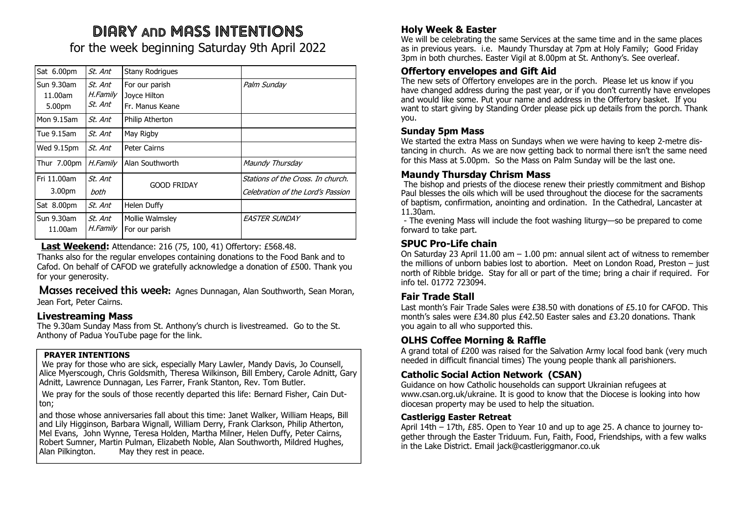# DIARY and MASS INTENTIONS

## for the week beginning Saturday 9th April 2022

| | | | |
|---|---|---|---|
| Sat 6.00pm | *St. Ant* | Stany Rodrigues | |
| Sun 9.30am<br>11.00am<br>5.00pm | *St. Ant*<br>*H.Family*<br>*St. Ant* | For our parish<br>Joyce Hilton<br>Fr. Manus Keane | *Palm Sunday* |
| Mon 9.15am | *St. Ant* | Philip Atherton | |
| Tue 9.15am | *St. Ant* | May Rigby | |
| Wed 9.15pm | *St. Ant* | Peter Cairns | |
| Thur 7.00pm | *H.Family* | Alan Southworth | *Maundy Thursday* |
| Fri 11.00am<br>3.00pm | *St. Ant*<br>*both* | GOOD FRIDAY | *Stations of the Cross. In church.*<br>*Celebration of the Lord's Passion* |
| Sat 8.00pm | *St. Ant* | Helen Duffy | |
| Sun 9.30am<br>11.00am | *St. Ant*<br>*H.Family* | Mollie Walmsley<br>For our parish | *EASTER SUNDAY* |

**Last Weekend:** Attendance: 216 (75, 100, 41) Offertory: £568.48.
Thanks also for the regular envelopes containing donations to the Food Bank and to Cafod. On behalf of CAFOD we gratefully acknowledge a donation of £500. Thank you for your generosity.

**Masses received this week:** Agnes Dunnagan, Alan Southworth, Sean Moran, Jean Fort, Peter Cairns.

### Livestreaming Mass

The 9.30am Sunday Mass from St. Anthony's church is livestreamed. Go to the St. Anthony of Padua YouTube page for the link.

**PRAYER INTENTIONS**

We pray for those who are sick, especially Mary Lawler, Mandy Davis, Jo Counsell, Alice Myerscough, Chris Goldsmith, Theresa Wilkinson, Bill Embery, Carole Adnitt, Gary Adnitt, Lawrence Dunnagan, Les Farrer, Frank Stanton, Rev. Tom Butler.

We pray for the souls of those recently departed this life: Bernard Fisher, Cain Dutton;

and those whose anniversaries fall about this time: Janet Walker, William Heaps, Bill and Lily Higginson, Barbara Wignall, William Derry, Frank Clarkson, Philip Atherton, Mel Evans, John Wynne, Teresa Holden, Martha Milner, Helen Duffy, Peter Cairns, Robert Sumner, Martin Pulman, Elizabeth Noble, Alan Southworth, Mildred Hughes, Alan Pilkington. May they rest in peace.

### Holy Week & Easter

We will be celebrating the same Services at the same time and in the same places as in previous years. i.e. Maundy Thursday at 7pm at Holy Family; Good Friday 3pm in both churches. Easter Vigil at 8.00pm at St. Anthony's. See overleaf.

### Offertory envelopes and Gift Aid

The new sets of Offertory envelopes are in the porch. Please let us know if you have changed address during the past year, or if you don't currently have envelopes and would like some. Put your name and address in the Offertory basket. If you want to start giving by Standing Order please pick up details from the porch. Thank you.

### Sunday 5pm Mass

We started the extra Mass on Sundays when we were having to keep 2-metre distancing in church. As we are now getting back to normal there isn't the same need for this Mass at 5.00pm. So the Mass on Palm Sunday will be the last one.

### Maundy Thursday Chrism Mass

The bishop and priests of the diocese renew their priestly commitment and Bishop Paul blesses the oils which will be used throughout the diocese for the sacraments of baptism, confirmation, anointing and ordination. In the Cathedral, Lancaster at 11.30am.

- The evening Mass will include the foot washing liturgy—so be prepared to come forward to take part.

### SPUC Pro-Life chain

On Saturday 23 April 11.00 am – 1.00 pm: annual silent act of witness to remember the millions of unborn babies lost to abortion. Meet on London Road, Preston – just north of Ribble bridge. Stay for all or part of the time; bring a chair if required. For info tel. 01772 723094.

### Fair Trade Stall

Last month's Fair Trade Sales were £38.50 with donations of £5.10 for CAFOD. This month's sales were £34.80 plus £42.50 Easter sales and £3.20 donations. Thank you again to all who supported this.

### OLHS Coffee Morning & Raffle

A grand total of £200 was raised for the Salvation Army local food bank (very much needed in difficult financial times) The young people thank all parishioners.

### Catholic Social Action Network (CSAN)

Guidance on how Catholic households can support Ukrainian refugees at www.csan.org.uk/ukraine. It is good to know that the Diocese is looking into how diocesan property may be used to help the situation.

### Castlerigg Easter Retreat

April 14th – 17th, £85. Open to Year 10 and up to age 25. A chance to journey together through the Easter Triduum. Fun, Faith, Food, Friendships, with a few walks in the Lake District. Email jack@castleriggmanor.co.uk